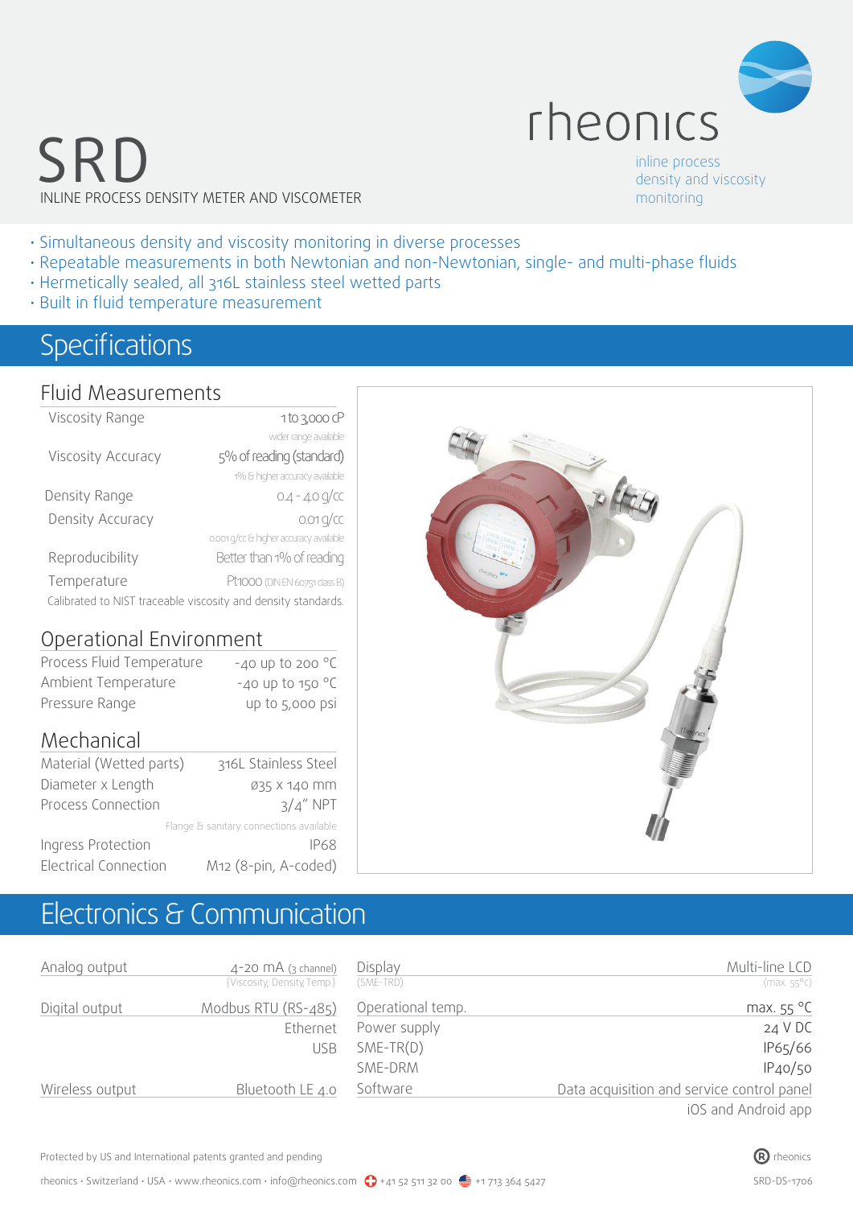# SRD

INLINE PROCESS DENSITY METER AND VISCOMETER

rheonics

inline process density and viscosity monitoring

- Simultaneous density and viscosity monitoring in diverse processes
- Repeatable measurements in both Newtonian and non-Newtonian, single- and multi-phase fluids
- Hermetically sealed, all 316L stainless steel wetted parts
- Built in fluid temperature measurement

## Specifications

### Fluid Measurements

| | |
|---|---|
| Viscosity Range | 1 to 3,000 cP<br>wider range available |
| Viscosity Accuracy | 5% of reading (standard)<br>1% & higher accuracy available |
| Density Range | 0.4 - 4.0 g/cc |
| Density Accuracy | 0.01 g/cc<br>0.001 g/cc & higher accuracy available |
| Reproducibility | Better than 1% of reading |
| Temperature | Pt1000 (DIN EN 60751 class B) |

Calibrated to NIST traceable viscosity and density standards.

### Operational Environment

| | |
|---|---|
| Process Fluid Temperature | -40 up to 200 °C |
| Ambient Temperature | -40 up to 150 °C |
| Pressure Range | up to 5,000 psi |

### Mechanical

| | |
|---|---|
| Material (Wetted parts) | 316L Stainless Steel |
| Diameter x Length | ø35 x 140 mm |
| Process Connection | 3/4" NPT<br>Flange & sanitary connections available |
| Ingress Protection | IP68 |
| Electrical Connection | M12 (8-pin, A-coded) |

## Electronics & Communication

| | |
|---|---|
| Analog output | 4-20 mA (3 channel)<br>{Viscosity, Density, Temp.} |
| Digital output | Modbus RTU (RS-485)<br>Ethernet<br>USB |
| Wireless output | Bluetooth LE 4.0 |

| | |
|---|---|
| Display (SME-TRD) | Multi-line LCD (max. 55°C) |
| Operational temp. | max. 55 °C |
| Power supply | 24 V DC |
| SME-TR(D) | IP65/66 |
| SME-DRM | IP40/50 |
| Software | Data acquisition and service control panel<br>iOS and Android app |

Protected by US and International patents granted and pending

rheonics · Switzerland · USA · www.rheonics.com · info@rheonics.com +41 52 511 32 00 +1 713 364 5427

SRD-DS-1706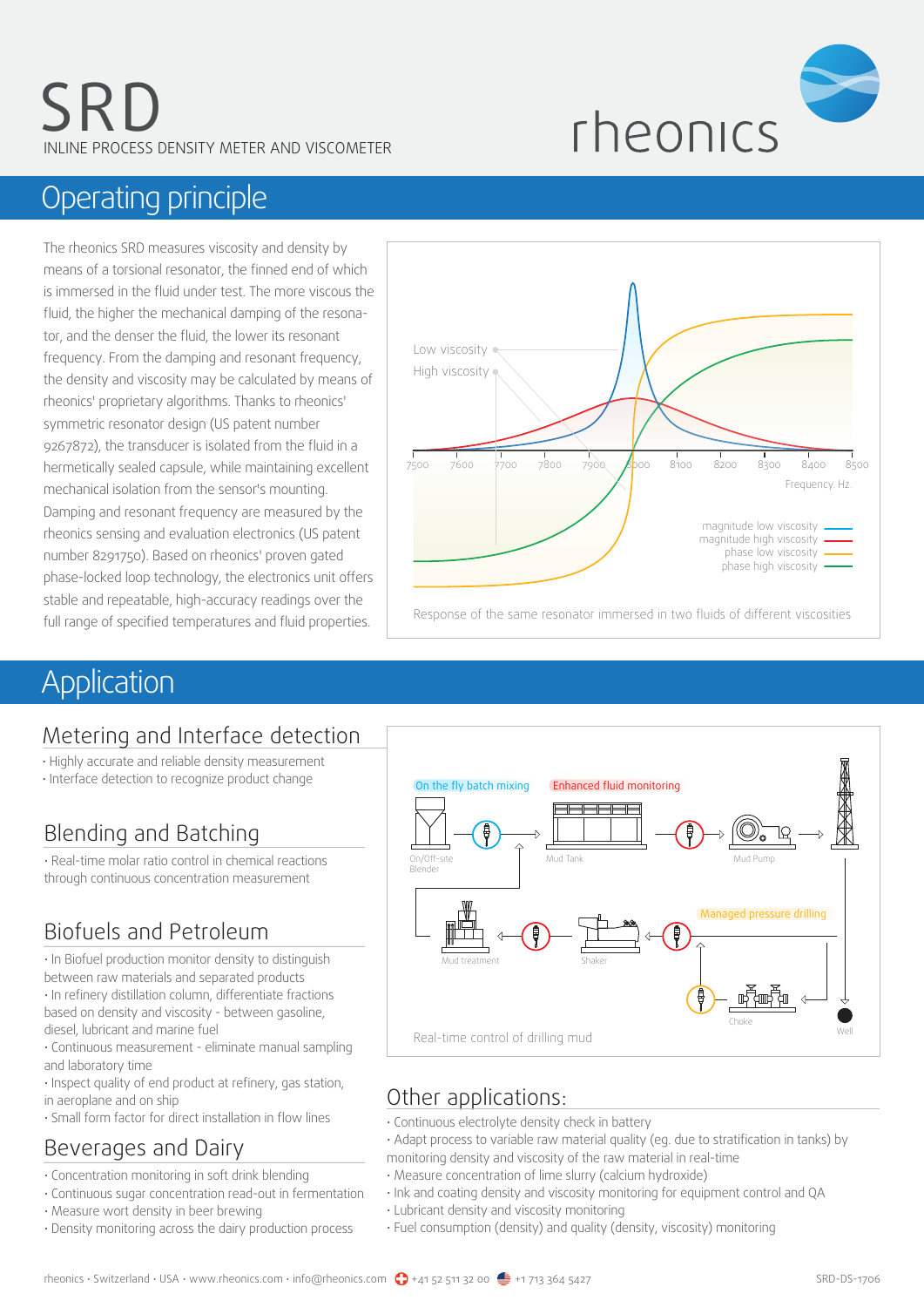# SRD

INLINE PROCESS DENSITY METER AND VISCOMETER

## Operating principle

The rheonics SRD measures viscosity and density by means of a torsional resonator, the finned end of which is immersed in the fluid under test. The more viscous the fluid, the higher the mechanical damping of the resonator, and the denser the fluid, the lower its resonant frequency. From the damping and resonant frequency, the density and viscosity may be calculated by means of rheonics' proprietary algorithms. Thanks to rheonics' symmetric resonator design (US patent number 9267872), the transducer is isolated from the fluid in a hermetically sealed capsule, while maintaining excellent mechanical isolation from the sensor's mounting. Damping and resonant frequency are measured by the rheonics sensing and evaluation electronics (US patent number 8291750). Based on rheonics' proven gated phase-locked loop technology, the electronics unit offers stable and repeatable, high-accuracy readings over the full range of specified temperatures and fluid properties.

Response of the same resonator immersed in two fluids of different viscosities

## Application

### Metering and Interface detection

- Highly accurate and reliable density measurement
- Interface detection to recognize product change

### Blending and Batching

- Real-time molar ratio control in chemical reactions through continuous concentration measurement

### Biofuels and Petroleum

- In Biofuel production monitor density to distinguish between raw materials and separated products
- In refinery distillation column, differentiate fractions based on density and viscosity - between gasoline, diesel, lubricant and marine fuel
- Continuous measurement - eliminate manual sampling and laboratory time
- Inspect quality of end product at refinery, gas station, in aeroplane and on ship
- Small form factor for direct installation in flow lines

### Beverages and Dairy

- Concentration monitoring in soft drink blending
- Continuous sugar concentration read-out in fermentation
- Measure wort density in beer brewing
- Density monitoring across the dairy production process

Real-time control of drilling mud

### Other applications:

- Continuous electrolyte density check in battery
- Adapt process to variable raw material quality (eg. due to stratification in tanks) by monitoring density and viscosity of the raw material in real-time
- Measure concentration of lime slurry (calcium hydroxide)
- Ink and coating density and viscosity monitoring for equipment control and QA
- Lubricant density and viscosity monitoring
- Fuel consumption (density) and quality (density, viscosity) monitoring

rheonics · Switzerland · USA · www.rheonics.com · info@rheonics.com · +41 52 511 32 00 · +1 713 364 5427

SRD-DS-1706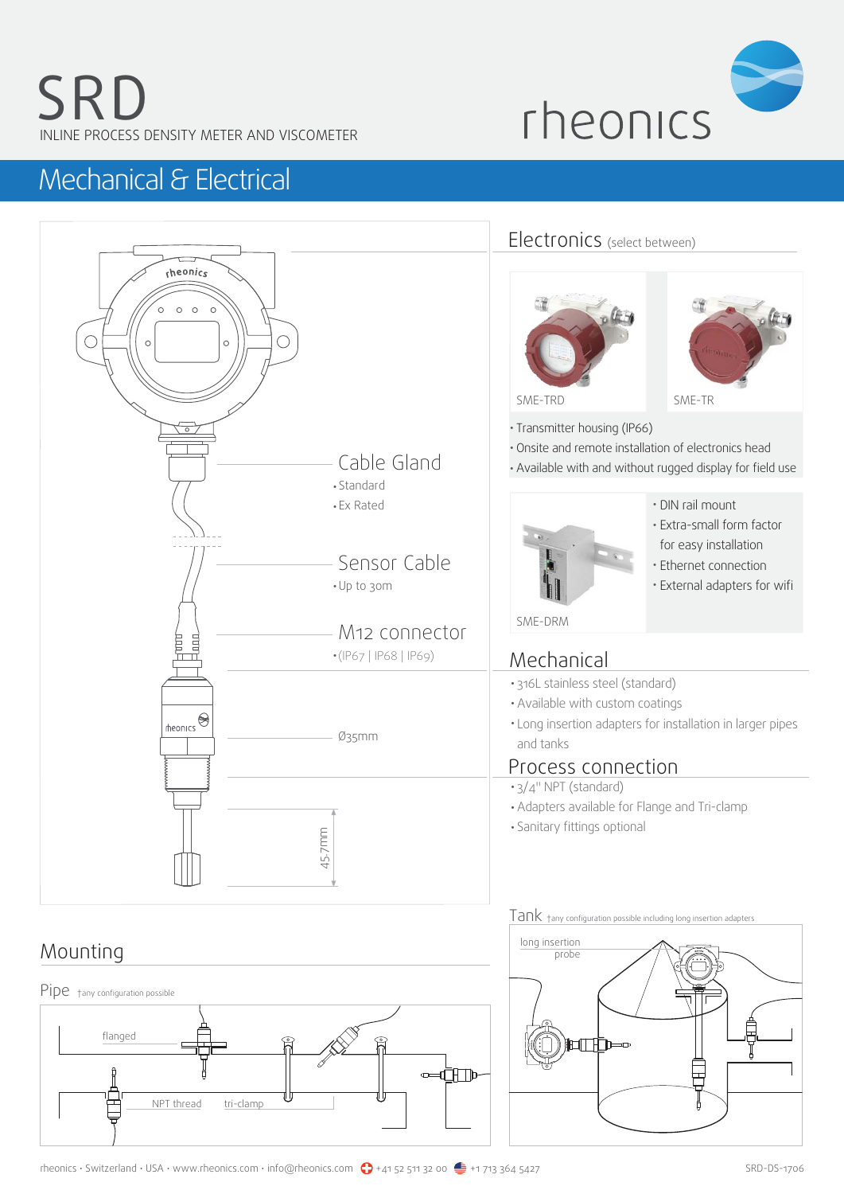# SRD

INLINE PROCESS DENSITY METER AND VISCOMETER

rheonics

## Mechanical & Electrical

Cable Gland
- Standard
- Ex Rated

Sensor Cable
- Up to 30m

M12 connector
- (IP67 | IP68 | IP69)

Ø35mm

45.7mm

### Electronics (select between)

SME-TRD

SME-TR

- Transmitter housing (IP66)
- Onsite and remote installation of electronics head
- Available with and without rugged display for field use

SME-DRM

- DIN rail mount
- Extra-small form factor for easy installation
- Ethernet connection
- External adapters for wifi

### Mechanical

- 316L stainless steel (standard)
- Available with custom coatings
- Long insertion adapters for installation in larger pipes and tanks

### Process connection

- 3/4" NPT (standard)
- Adapters available for Flange and Tri-clamp
- Sanitary fittings optional

### Mounting

Pipe †any configuration possible

flanged

NPT thread

tri-clamp

Tank †any configuration possible including long insertion adapters

long insertion probe

rheonics · Switzerland · USA · www.rheonics.com · info@rheonics.com · +41 52 511 32 00 · +1 713 364 5427

SRD-DS-1706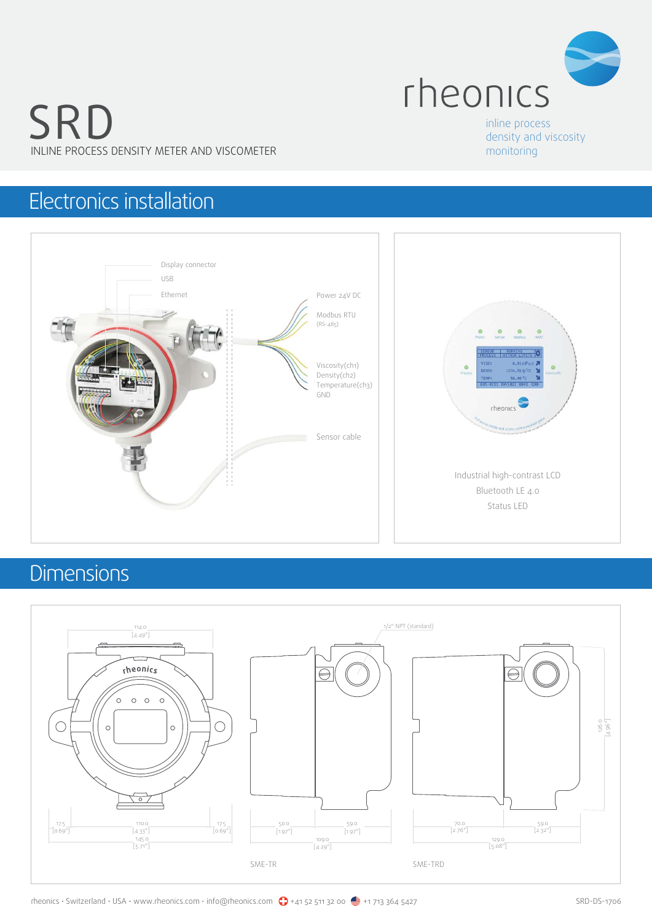# SRD

INLINE PROCESS DENSITY METER AND VISCOMETER

rheonics

inline process density and viscosity monitoring

## Electronics installation

Display connector

USB

Ethernet

Power 24V DC

Modbus RTU (RS-485)

Viscosity(ch1)
Density(ch2)
Temperature(ch3)
GND

Sensor cable

Industrial high-contrast LCD

Bluetooth LE 4.0

Status LED

## Dimensions

114.0 [4.49"]

1/2" NPT (standard)

126.0 [4.96"]

17.5 [0.69"] 110.0 [4.33"] 17.5 [0.69"]

145.0 [5.71"]

50.0 [1.97"] 59.0 [1.97"]

109.0 [4.29"]

70.0 [2.76"] 59.0 [2.32"]

129.0 [5.08"]

SME-TR

SME-TRD

rheonics · Switzerland · USA · www.rheonics.com · info@rheonics.com +41 52 511 32 00 +1 713 364 5427

SRD-DS-1706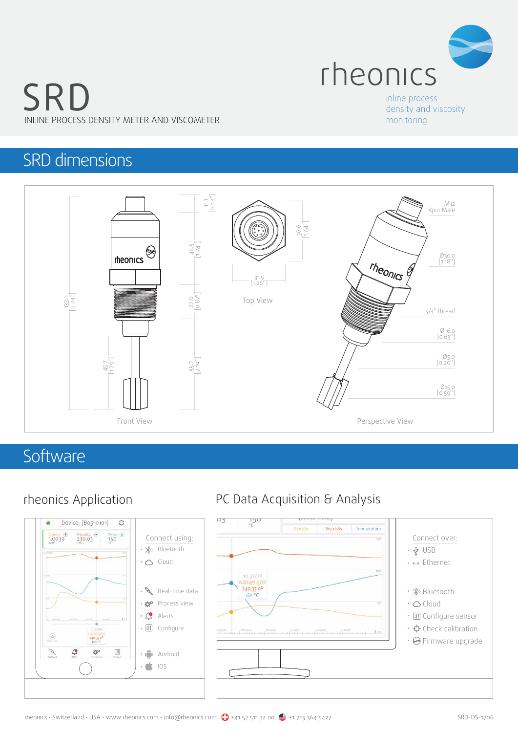# SRD

INLINE PROCESS DENSITY METER AND VISCOMETER

rheonics

inline process density and viscosity monitoring

## SRD dimensions

Front View

133.1 [5.24"]

11.1 [0.44"]

44.3 [1.74"]

22.0 [0.87"]

45.7 [1.79"]

55.7 [2.19"]

Top View

36.6 [1.44"]

31.9 [1.26"]

Perspective View

M12 8pin Male

Ø30.0 [1.18"]

3/4" thread

Ø16.0 [0.63"]

Ø5.0 [0.20"]

Ø15.0 [0.59"]

## Software

### rheonics Application

Connect using:

- Bluetooth
- Cloud

- Real-time data
- Process view
- Alerts
- Configure

- Android
- IOS

### PC Data Acquisition & Analysis

Connect over:

- USB
- Ethernet

- Bluetooth
- Cloud
- Configure sensor
- Check calibration
- Firmware upgrade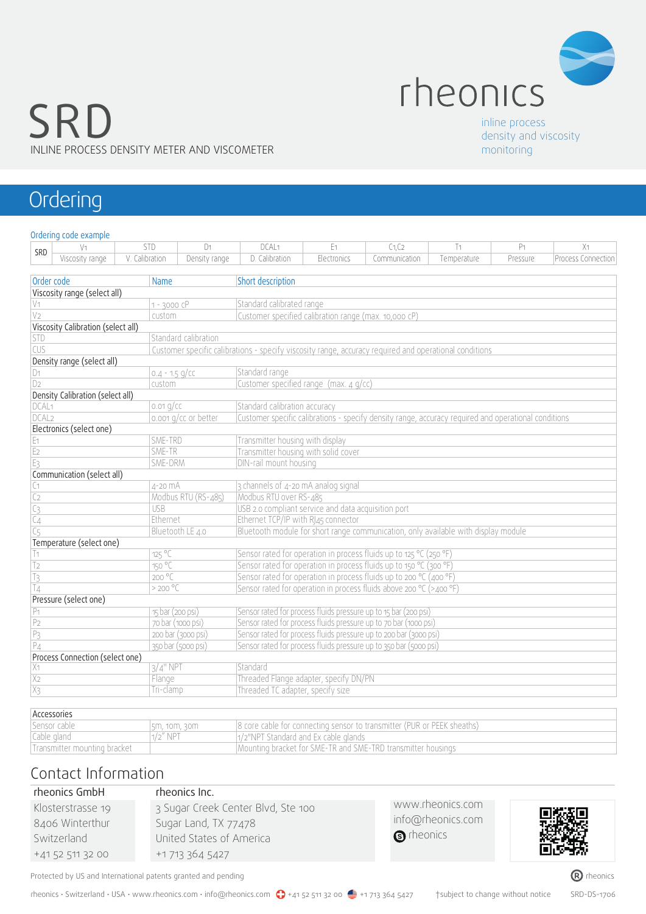# SRD

INLINE PROCESS DENSITY METER AND VISCOMETER

rheonics

inline process density and viscosity monitoring

## Ordering

Ordering code example

| SRD | V1 | STD | D1 | DCAL1 | E1 | C1,C2 | T1 | P1 | X1 |
|---|---|---|---|---|---|---|---|---|---|
| | Viscosity range | V. Calibration | Density range | D. Calibration | Electronics | Communication | Temperature | Pressure | Process Connection |

| Order code | Name | Short description |
|---|---|---|
| **Viscosity range (select all)** | | |
| V1 | 1 - 3000 cP | Standard calibrated range |
| V2 | custom | Customer specified calibration range (max. 10,000 cP) |
| **Viscosity Calibration (select all)** | | |
| STD | Standard calibration | |
| CUS | Customer specific calibrations - specify viscosity range, accuracy required and operational conditions | |
| **Density range (select all)** | | |
| D1 | 0.4 - 1.5 g/cc | Standard range |
| D2 | custom | Customer specified range (max. 4 g/cc) |
| **Density Calibration (select all)** | | |
| DCAL1 | 0.01 g/cc | Standard calibration accuracy |
| DCAL2 | 0.001 g/cc or better | Customer specific calibrations - specify density range, accuracy required and operational conditions |
| **Electronics (select one)** | | |
| E1 | SME-TRD | Transmitter housing with display |
| E2 | SME-TR | Transmitter housing with solid cover |
| E3 | SME-DRM | DIN-rail mount housing |
| **Communication (select all)** | | |
| C1 | 4-20 mA | 3 channels of 4-20 mA analog signal |
| C2 | Modbus RTU (RS-485) | Modbus RTU over RS-485 |
| C3 | USB | USB 2.0 compliant service and data acquisition port |
| C4 | Ethernet | Ethernet TCP/IP with RJ45 connector |
| C5 | Bluetooth LE 4.0 | Bluetooth module for short range communication, only available with display module |
| **Temperature (select one)** | | |
| T1 | 125 °C | Sensor rated for operation in process fluids up to 125 °C (250 °F) |
| T2 | 150 °C | Sensor rated for operation in process fluids up to 150 °C (300 °F) |
| T3 | 200 °C | Sensor rated for operation in process fluids up to 200 °C (400 °F) |
| T4 | > 200 °C | Sensor rated for operation in process fluids above 200 °C (>400 °F) |
| **Pressure (select one)** | | |
| P1 | 15 bar (200 psi) | Sensor rated for process fluids pressure up to 15 bar (200 psi) |
| P2 | 70 bar (1000 psi) | Sensor rated for process fluids pressure up to 70 bar (1000 psi) |
| P3 | 200 bar (3000 psi) | Sensor rated for process fluids pressure up to 200 bar (3000 psi) |
| P4 | 350 bar (5000 psi) | Sensor rated for process fluids pressure up to 350 bar (5000 psi) |
| **Process Connection (select one)** | | |
| X1 | 3/4" NPT | Standard |
| X2 | Flange | Threaded Flange adapter, specify DN/PN |
| X3 | Tri-clamp | Threaded TC adapter, specify size |

| Accessories | | |
|---|---|---|
| Sensor cable | 5m, 10m, 30m | 8 core cable for connecting sensor to transmitter (PUR or PEEK sheaths) |
| Cable gland | 1/2" NPT | 1/2"NPT Standard and Ex cable glands |
| Transmitter mounting bracket | | Mounting bracket for SME-TR and SME-TRD transmitter housings |

## Contact Information

**rheonics GmbH**
Klosterstrasse 19
8406 Winterthur
Switzerland
+41 52 511 32 00

**rheonics Inc.**
3 Sugar Creek Center Blvd, Ste 100
Sugar Land, TX 77478
United States of America
+1 713 364 5427

www.rheonics.com
info@rheonics.com
rheonics

Protected by US and International patents granted and pending

†subject to change without notice

SRD-DS-1706